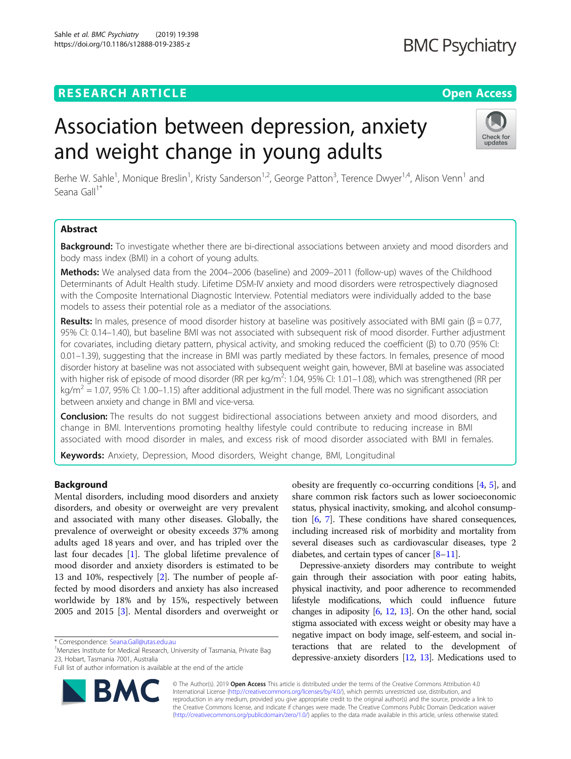RESEARCH ARTICLE

Open Access

# Association between depression, anxiety and weight change in young adults

Berhe W. Sahle[1], Monique Breslin[1], Kristy Sanderson[1,2], George Patton[3], Terence Dwyer[1,4], Alison Venn[1] and Seana Gall[1*]

## Abstract

**Background:** To investigate whether there are bi-directional associations between anxiety and mood disorders and body mass index (BMI) in a cohort of young adults.

**Methods:** We analysed data from the 2004–2006 (baseline) and 2009–2011 (follow-up) waves of the Childhood Determinants of Adult Health study. Lifetime DSM-IV anxiety and mood disorders were retrospectively diagnosed with the Composite International Diagnostic Interview. Potential mediators were individually added to the base models to assess their potential role as a mediator of the associations.

**Results:** In males, presence of mood disorder history at baseline was positively associated with BMI gain (β = 0.77, 95% CI: 0.14–1.40), but baseline BMI was not associated with subsequent risk of mood disorder. Further adjustment for covariates, including dietary pattern, physical activity, and smoking reduced the coefficient (β) to 0.70 (95% CI: 0.01–1.39), suggesting that the increase in BMI was partly mediated by these factors. In females, presence of mood disorder history at baseline was not associated with subsequent weight gain, however, BMI at baseline was associated with higher risk of episode of mood disorder (RR per kg/m$^2$: 1.04, 95% CI: 1.01–1.08), which was strengthened (RR per kg/m$^2$ = 1.07, 95% CI: 1.00–1.15) after additional adjustment in the full model. There was no significant association between anxiety and change in BMI and vice-versa.

**Conclusion:** The results do not suggest bidirectional associations between anxiety and mood disorders, and change in BMI. Interventions promoting healthy lifestyle could contribute to reducing increase in BMI associated with mood disorder in males, and excess risk of mood disorder associated with BMI in females.

**Keywords:** Anxiety, Depression, Mood disorders, Weight change, BMI, Longitudinal

## Background

Mental disorders, including mood disorders and anxiety disorders, and obesity or overweight are very prevalent and associated with many other diseases. Globally, the prevalence of overweight or obesity exceeds 37% among adults aged 18 years and over, and has tripled over the last four decades [1]. The global lifetime prevalence of mood disorder and anxiety disorders is estimated to be 13 and 10%, respectively [2]. The number of people affected by mood disorders and anxiety has also increased worldwide by 18% and by 15%, respectively between 2005 and 2015 [3]. Mental disorders and overweight or obesity are frequently co-occurring conditions [4, 5], and share common risk factors such as lower socioeconomic status, physical inactivity, smoking, and alcohol consumption [6, 7]. These conditions have shared consequences, including increased risk of morbidity and mortality from several diseases such as cardiovascular diseases, type 2 diabetes, and certain types of cancer [8–11].

Depressive-anxiety disorders may contribute to weight gain through their association with poor eating habits, physical inactivity, and poor adherence to recommended lifestyle modifications, which could influence future changes in adiposity [6, 12, 13]. On the other hand, social stigma associated with excess weight or obesity may have a negative impact on body image, self-esteem, and social interactions that are related to the development of depressive-anxiety disorders [12, 13]. Medications used to

\* Correspondence: Seana.Gall@utas.edu.au

[1]Menzies Institute for Medical Research, University of Tasmania, Private Bag 23, Hobart, Tasmania 7001, Australia

Full list of author information is available at the end of the article

© The Author(s). 2019 **Open Access** This article is distributed under the terms of the Creative Commons Attribution 4.0 International License (http://creativecommons.org/licenses/by/4.0/), which permits unrestricted use, distribution, and reproduction in any medium, provided you give appropriate credit to the original author(s) and the source, provide a link to the Creative Commons license, and indicate if changes were made. The Creative Commons Public Domain Dedication waiver (http://creativecommons.org/publicdomain/zero/1.0/) applies to the data made available in this article, unless otherwise stated.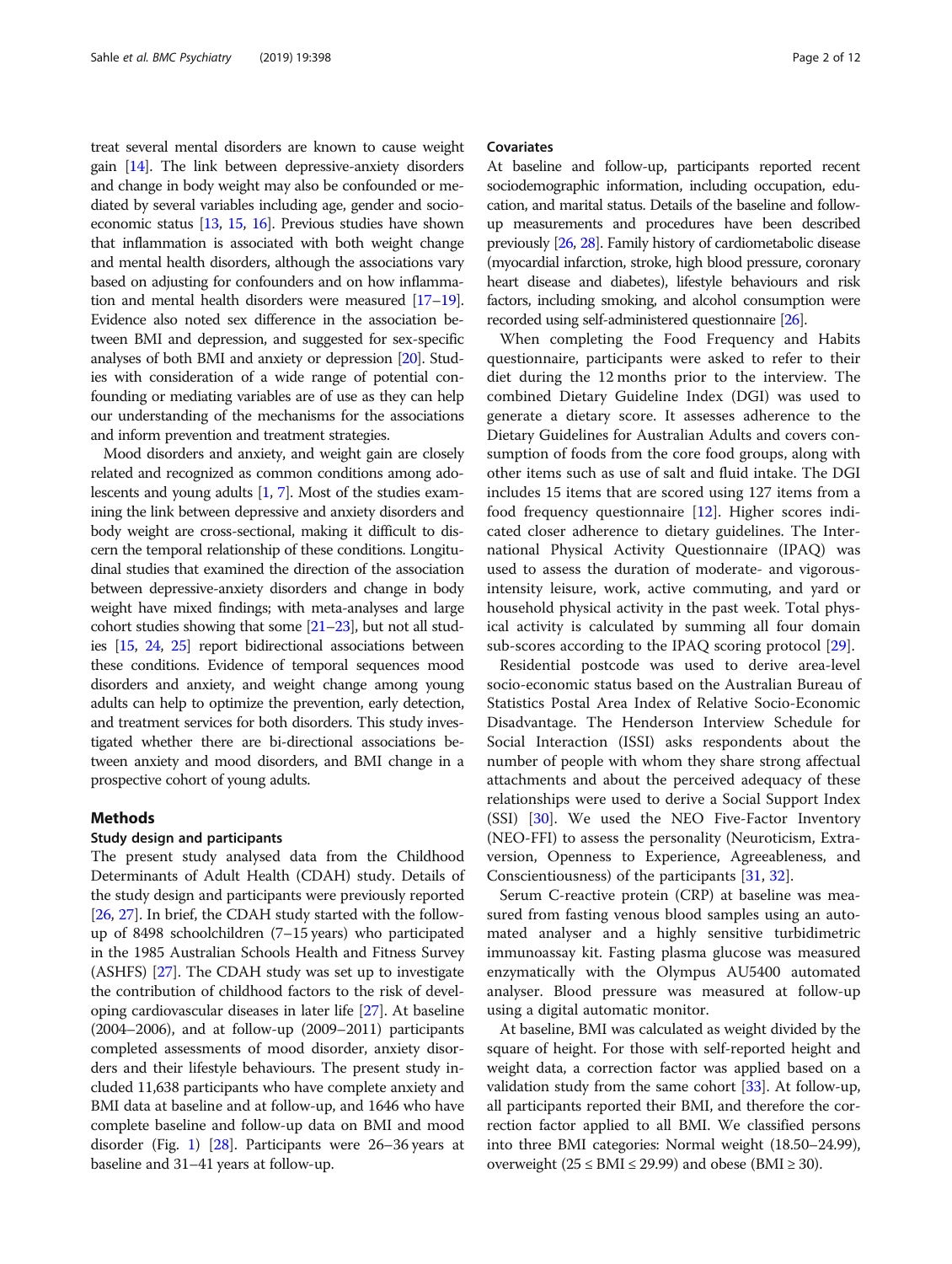treat several mental disorders are known to cause weight gain [14]. The link between depressive-anxiety disorders and change in body weight may also be confounded or mediated by several variables including age, gender and socioeconomic status [13, 15, 16]. Previous studies have shown that inflammation is associated with both weight change and mental health disorders, although the associations vary based on adjusting for confounders and on how inflammation and mental health disorders were measured [17–19]. Evidence also noted sex difference in the association between BMI and depression, and suggested for sex-specific analyses of both BMI and anxiety or depression [20]. Studies with consideration of a wide range of potential confounding or mediating variables are of use as they can help our understanding of the mechanisms for the associations and inform prevention and treatment strategies.

Mood disorders and anxiety, and weight gain are closely related and recognized as common conditions among adolescents and young adults [1, 7]. Most of the studies examining the link between depressive and anxiety disorders and body weight are cross-sectional, making it difficult to discern the temporal relationship of these conditions. Longitudinal studies that examined the direction of the association between depressive-anxiety disorders and change in body weight have mixed findings; with meta-analyses and large cohort studies showing that some [21–23], but not all studies [15, 24, 25] report bidirectional associations between these conditions. Evidence of temporal sequences mood disorders and anxiety, and weight change among young adults can help to optimize the prevention, early detection, and treatment services for both disorders. This study investigated whether there are bi-directional associations between anxiety and mood disorders, and BMI change in a prospective cohort of young adults.

## Methods

### Study design and participants

The present study analysed data from the Childhood Determinants of Adult Health (CDAH) study. Details of the study design and participants were previously reported [26, 27]. In brief, the CDAH study started with the follow-up of 8498 schoolchildren (7–15 years) who participated in the 1985 Australian Schools Health and Fitness Survey (ASHFS) [27]. The CDAH study was set up to investigate the contribution of childhood factors to the risk of developing cardiovascular diseases in later life [27]. At baseline (2004–2006), and at follow-up (2009–2011) participants completed assessments of mood disorder, anxiety disorders and their lifestyle behaviours. The present study included 11,638 participants who have complete anxiety and BMI data at baseline and at follow-up, and 1646 who have complete baseline and follow-up data on BMI and mood disorder (Fig. 1) [28]. Participants were 26–36 years at baseline and 31–41 years at follow-up.

### Covariates

At baseline and follow-up, participants reported recent sociodemographic information, including occupation, education, and marital status. Details of the baseline and follow-up measurements and procedures have been described previously [26, 28]. Family history of cardiometabolic disease (myocardial infarction, stroke, high blood pressure, coronary heart disease and diabetes), lifestyle behaviours and risk factors, including smoking, and alcohol consumption were recorded using self-administered questionnaire [26].

When completing the Food Frequency and Habits questionnaire, participants were asked to refer to their diet during the 12 months prior to the interview. The combined Dietary Guideline Index (DGI) was used to generate a dietary score. It assesses adherence to the Dietary Guidelines for Australian Adults and covers consumption of foods from the core food groups, along with other items such as use of salt and fluid intake. The DGI includes 15 items that are scored using 127 items from a food frequency questionnaire [12]. Higher scores indicated closer adherence to dietary guidelines. The International Physical Activity Questionnaire (IPAQ) was used to assess the duration of moderate- and vigorous-intensity leisure, work, active commuting, and yard or household physical activity in the past week. Total physical activity is calculated by summing all four domain sub-scores according to the IPAQ scoring protocol [29].

Residential postcode was used to derive area-level socio-economic status based on the Australian Bureau of Statistics Postal Area Index of Relative Socio-Economic Disadvantage. The Henderson Interview Schedule for Social Interaction (ISSI) asks respondents about the number of people with whom they share strong affectual attachments and about the perceived adequacy of these relationships were used to derive a Social Support Index (SSI) [30]. We used the NEO Five-Factor Inventory (NEO-FFI) to assess the personality (Neuroticism, Extraversion, Openness to Experience, Agreeableness, and Conscientiousness) of the participants [31, 32].

Serum C-reactive protein (CRP) at baseline was measured from fasting venous blood samples using an automated analyser and a highly sensitive turbidimetric immunoassay kit. Fasting plasma glucose was measured enzymatically with the Olympus AU5400 automated analyser. Blood pressure was measured at follow-up using a digital automatic monitor.

At baseline, BMI was calculated as weight divided by the square of height. For those with self-reported height and weight data, a correction factor was applied based on a validation study from the same cohort [33]. At follow-up, all participants reported their BMI, and therefore the correction factor applied to all BMI. We classified persons into three BMI categories: Normal weight (18.50–24.99), overweight ($25 \leq \text{BMI} \leq 29.99$) and obese ($\text{BMI} \geq 30$).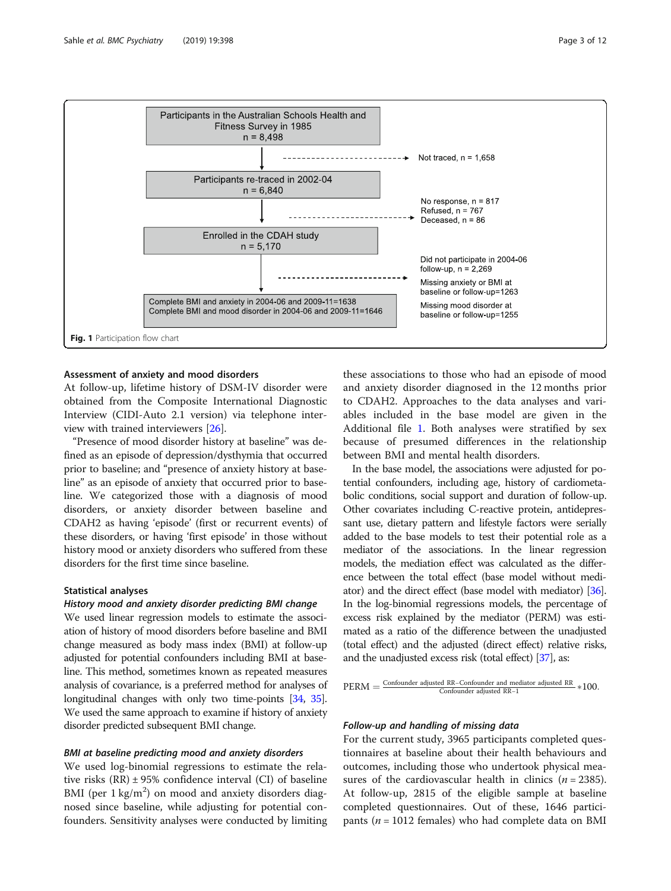Participants in the Australian Schools Health and Fitness Survey in 1985
n = 8,498

Not traced, n = 1,658

Participants re-traced in 2002-04
n = 6,840

No response, n = 817
Refused, n = 767
Deceased, n = 86

Enrolled in the CDAH study
n = 5,170

Did not participate in 2004-06 follow-up, n = 2,269

Missing anxiety or BMI at baseline or follow-up=1263

Missing mood disorder at baseline or follow-up=1255

Complete BMI and anxiety in 2004-06 and 2009-11=1638
Complete BMI and mood disorder in 2004-06 and 2009-11=1646

**Fig. 1** Participation flow chart

### Assessment of anxiety and mood disorders

At follow-up, lifetime history of DSM-IV disorder were obtained from the Composite International Diagnostic Interview (CIDI-Auto 2.1 version) via telephone interview with trained interviewers [26].

"Presence of mood disorder history at baseline" was defined as an episode of depression/dysthymia that occurred prior to baseline; and "presence of anxiety history at baseline" as an episode of anxiety that occurred prior to baseline. We categorized those with a diagnosis of mood disorders, or anxiety disorder between baseline and CDAH2 as having 'episode' (first or recurrent events) of these disorders, or having 'first episode' in those without history mood or anxiety disorders who suffered from these disorders for the first time since baseline.

### Statistical analyses

#### *History mood and anxiety disorder predicting BMI change*

We used linear regression models to estimate the association of history of mood disorders before baseline and BMI change measured as body mass index (BMI) at follow-up adjusted for potential confounders including BMI at baseline. This method, sometimes known as repeated measures analysis of covariance, is a preferred method for analyses of longitudinal changes with only two time-points [34, 35]. We used the same approach to examine if history of anxiety disorder predicted subsequent BMI change.

#### *BMI at baseline predicting mood and anxiety disorders*

We used log-binomial regressions to estimate the relative risks (RR) ± 95% confidence interval (CI) of baseline BMI (per 1 kg/m$^2$) on mood and anxiety disorders diagnosed since baseline, while adjusting for potential confounders. Sensitivity analyses were conducted by limiting these associations to those who had an episode of mood and anxiety disorder diagnosed in the 12 months prior to CDAH2. Approaches to the data analyses and variables included in the base model are given in the Additional file 1. Both analyses were stratified by sex because of presumed differences in the relationship between BMI and mental health disorders.

In the base model, the associations were adjusted for potential confounders, including age, history of cardiometabolic conditions, social support and duration of follow-up. Other covariates including C-reactive protein, antidepressant use, dietary pattern and lifestyle factors were serially added to the base models to test their potential role as a mediator of the associations. In the linear regression models, the mediation effect was calculated as the difference between the total effect (base model without mediator) and the direct effect (base model with mediator) [36]. In the log-binomial regressions models, the percentage of excess risk explained by the mediator (PERM) was estimated as a ratio of the difference between the unadjusted (total effect) and the adjusted (direct effect) relative risks, and the unadjusted excess risk (total effect) [37], as:

$$\text{PERM} = \frac{\text{Confounder adjusted RR} - \text{Confounder and mediator adjusted RR}}{\text{Confounder adjusted RR} - 1} * 100.$$

#### *Follow-up and handling of missing data*

For the current study, 3965 participants completed questionnaires at baseline about their health behaviours and outcomes, including those who undertook physical measures of the cardiovascular health in clinics ($n = 2385$). At follow-up, 2815 of the eligible sample at baseline completed questionnaires. Out of these, 1646 participants ($n = 1012$ females) who had complete data on BMI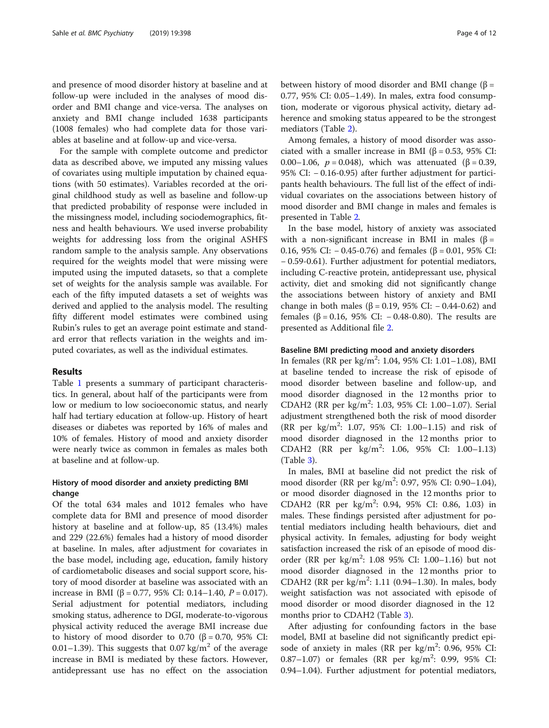and presence of mood disorder history at baseline and at follow-up were included in the analyses of mood disorder and BMI change and vice-versa. The analyses on anxiety and BMI change included 1638 participants (1008 females) who had complete data for those variables at baseline and at follow-up and vice-versa.

For the sample with complete outcome and predictor data as described above, we imputed any missing values of covariates using multiple imputation by chained equations (with 50 estimates). Variables recorded at the original childhood study as well as baseline and follow-up that predicted probability of response were included in the missingness model, including sociodemographics, fitness and health behaviours. We used inverse probability weights for addressing loss from the original ASHFS random sample to the analysis sample. Any observations required for the weights model that were missing were imputed using the imputed datasets, so that a complete set of weights for the analysis sample was available. For each of the fifty imputed datasets a set of weights was derived and applied to the analysis model. The resulting fifty different model estimates were combined using Rubin's rules to get an average point estimate and standard error that reflects variation in the weights and imputed covariates, as well as the individual estimates.

## Results

Table 1 presents a summary of participant characteristics. In general, about half of the participants were from low or medium to low socioeconomic status, and nearly half had tertiary education at follow-up. History of heart diseases or diabetes was reported by 16% of males and 10% of females. History of mood and anxiety disorder were nearly twice as common in females as males both at baseline and at follow-up.

### History of mood disorder and anxiety predicting BMI change

Of the total 634 males and 1012 females who have complete data for BMI and presence of mood disorder history at baseline and at follow-up, 85 (13.4%) males and 229 (22.6%) females had a history of mood disorder at baseline. In males, after adjustment for covariates in the base model, including age, education, family history of cardiometabolic diseases and social support score, history of mood disorder at baseline was associated with an increase in BMI (β = 0.77, 95% CI: 0.14–1.40, $P = 0.017$). Serial adjustment for potential mediators, including smoking status, adherence to DGI, moderate-to-vigorous physical activity reduced the average BMI increase due to history of mood disorder to 0.70 (β = 0.70, 95% CI: 0.01–1.39). This suggests that 0.07 kg/m$^2$ of the average increase in BMI is mediated by these factors. However, antidepressant use has no effect on the association between history of mood disorder and BMI change (β = 0.77, 95% CI: 0.05–1.49). In males, extra food consumption, moderate or vigorous physical activity, dietary adherence and smoking status appeared to be the strongest mediators (Table 2).

Among females, a history of mood disorder was associated with a smaller increase in BMI (β = 0.53, 95% CI: 0.00–1.06, $p = 0.048$), which was attenuated (β = 0.39, 95% CI: − 0.16-0.95) after further adjustment for participants health behaviours. The full list of the effect of individual covariates on the associations between history of mood disorder and BMI change in males and females is presented in Table 2.

In the base model, history of anxiety was associated with a non-significant increase in BMI in males (β = 0.16, 95% CI: − 0.45-0.76) and females (β = 0.01, 95% CI: − 0.59-0.61). Further adjustment for potential mediators, including C-reactive protein, antidepressant use, physical activity, diet and smoking did not significantly change the associations between history of anxiety and BMI change in both males (β = 0.19, 95% CI: − 0.44-0.62) and females (β = 0.16, 95% CI: − 0.48-0.80). The results are presented as Additional file 2.

### Baseline BMI predicting mood and anxiety disorders

In females (RR per kg/m$^2$: 1.04, 95% CI: 1.01–1.08), BMI at baseline tended to increase the risk of episode of mood disorder between baseline and follow-up, and mood disorder diagnosed in the 12 months prior to CDAH2 (RR per kg/m$^2$: 1.03, 95% CI: 1.00–1.07). Serial adjustment strengthened both the risk of mood disorder (RR per kg/m$^2$: 1.07, 95% CI: 1.00–1.15) and risk of mood disorder diagnosed in the 12 months prior to CDAH2 (RR per kg/m$^2$: 1.06, 95% CI: 1.00–1.13) (Table 3).

In males, BMI at baseline did not predict the risk of mood disorder (RR per kg/m$^2$: 0.97, 95% CI: 0.90–1.04), or mood disorder diagnosed in the 12 months prior to CDAH2 (RR per kg/m$^2$: 0.94, 95% CI: 0.86, 1.03) in males. These findings persisted after adjustment for potential mediators including health behaviours, diet and physical activity. In females, adjusting for body weight satisfaction increased the risk of an episode of mood disorder (RR per kg/m$^2$: 1.08 95% CI: 1.00–1.16) but not mood disorder diagnosed in the 12 months prior to CDAH2 (RR per kg/m$^2$: 1.11 (0.94–1.30). In males, body weight satisfaction was not associated with episode of mood disorder or mood disorder diagnosed in the 12 months prior to CDAH2 (Table 3).

After adjusting for confounding factors in the base model, BMI at baseline did not significantly predict episode of anxiety in males (RR per kg/m$^2$: 0.96, 95% CI: 0.87–1.07) or females (RR per kg/m$^2$: 0.99, 95% CI: 0.94–1.04). Further adjustment for potential mediators,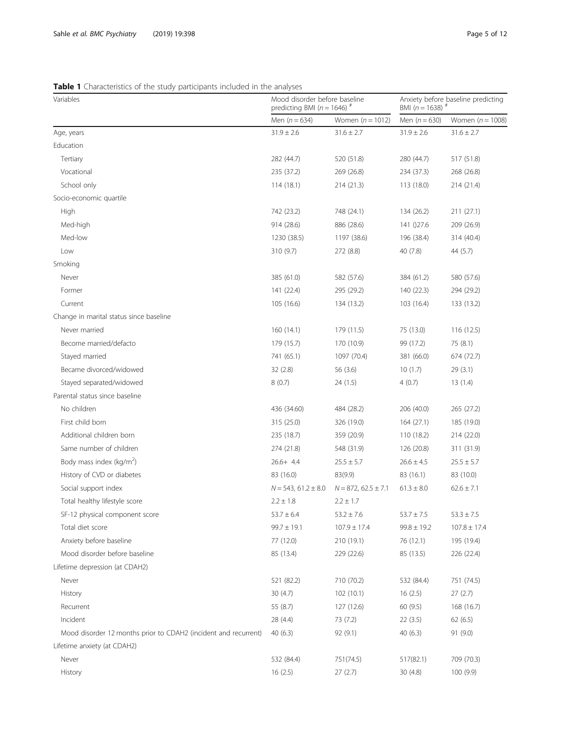**Table 1** Characteristics of the study participants included in the analyses

| Variables | Mood disorder before baseline predicting BMI ($n = 1646$) [#] | | Anxiety before baseline predicting BMI ($n = 1638$) [#] | |
|---|---|---|---|---|
| | Men ($n = 634$) | Women ($n = 1012$) | Men ($n = 630$) | Women ($n = 1008$) |
| Age, years | 31.9 ± 2.6 | 31.6 ± 2.7 | 31.9 ± 2.6 | 31.6 ± 2.7 |
| Education | | | | |
| Tertiary | 282 (44.7) | 520 (51.8) | 280 (44.7) | 517 (51.8) |
| Vocational | 235 (37.2) | 269 (26.8) | 234 (37.3) | 268 (26.8) |
| School only | 114 (18.1) | 214 (21.3) | 113 (18.0) | 214 (21.4) |
| Socio-economic quartile | | | | |
| High | 742 (23.2) | 748 (24.1) | 134 (26.2) | 211 (27.1) |
| Med-high | 914 (28.6) | 886 (28.6) | 141 ()27.6 | 209 (26.9) |
| Med-low | 1230 (38.5) | 1197 (38.6) | 196 (38.4) | 314 (40.4) |
| Low | 310 (9.7) | 272 (8.8) | 40 (7.8) | 44 (5.7) |
| Smoking | | | | |
| Never | 385 (61.0) | 582 (57.6) | 384 (61.2) | 580 (57.6) |
| Former | 141 (22.4) | 295 (29.2) | 140 (22.3) | 294 (29.2) |
| Current | 105 (16.6) | 134 (13.2) | 103 (16.4) | 133 (13.2) |
| Change in marital status since baseline | | | | |
| Never married | 160 (14.1) | 179 (11.5) | 75 (13.0) | 116 (12.5) |
| Become married/defacto | 179 (15.7) | 170 (10.9) | 99 (17.2) | 75 (8.1) |
| Stayed married | 741 (65.1) | 1097 (70.4) | 381 (66.0) | 674 (72.7) |
| Became divorced/widowed | 32 (2.8) | 56 (3.6) | 10 (1.7) | 29 (3.1) |
| Stayed separated/widowed | 8 (0.7) | 24 (1.5) | 4 (0.7) | 13 (1.4) |
| Parental status since baseline | | | | |
| No children | 436 (34.60) | 484 (28.2) | 206 (40.0) | 265 (27.2) |
| First child born | 315 (25.0) | 326 (19.0) | 164 (27.1) | 185 (19.0) |
| Additional children born | 235 (18.7) | 359 (20.9) | 110 (18.2) | 214 (22.0) |
| Same number of children | 274 (21.8) | 548 (31.9) | 126 (20.8) | 311 (31.9) |
| Body mass index (kg/m$^2$) | 26.6+ 4.4 | 25.5 ± 5.7 | 26.6 ± 4.5 | 25.5 ± 5.7 |
| History of CVD or diabetes | 83 (16.0) | 83(9.9) | 83 (16.1) | 83 (10.0) |
| Social support index | $N = 543$, 61.2 ± 8.0 | $N = 872$, 62.5 ± 7.1 | 61.3 ± 8.0 | 62.6 ± 7.1 |
| Total healthy lifestyle score | 2.2 ± 1.8 | 2.2 ± 1.7 | | |
| SF-12 physical component score | 53.7 ± 6.4 | 53.2 ± 7.6 | 53.7 ± 7.5 | 53.3 ± 7.5 |
| Total diet score | 99.7 ± 19.1 | 107.9 ± 17.4 | 99.8 ± 19.2 | 107.8 ± 17.4 |
| Anxiety before baseline | 77 (12.0) | 210 (19.1) | 76 (12.1) | 195 (19.4) |
| Mood disorder before baseline | 85 (13.4) | 229 (22.6) | 85 (13.5) | 226 (22.4) |
| Lifetime depression (at CDAH2) | | | | |
| Never | 521 (82.2) | 710 (70.2) | 532 (84.4) | 751 (74.5) |
| History | 30 (4.7) | 102 (10.1) | 16 (2.5) | 27 (2.7) |
| Recurrent | 55 (8.7) | 127 (12.6) | 60 (9.5) | 168 (16.7) |
| Incident | 28 (4.4) | 73 (7.2) | 22 (3.5) | 62 (6.5) |
| Mood disorder 12 months prior to CDAH2 (incident and recurrent) | 40 (6.3) | 92 (9.1) | 40 (6.3) | 91 (9.0) |
| Lifetime anxiety (at CDAH2) | | | | |
| Never | 532 (84.4) | 751(74.5) | 517(82.1) | 709 (70.3) |
| History | 16 (2.5) | 27 (2.7) | 30 (4.8) | 100 (9.9) |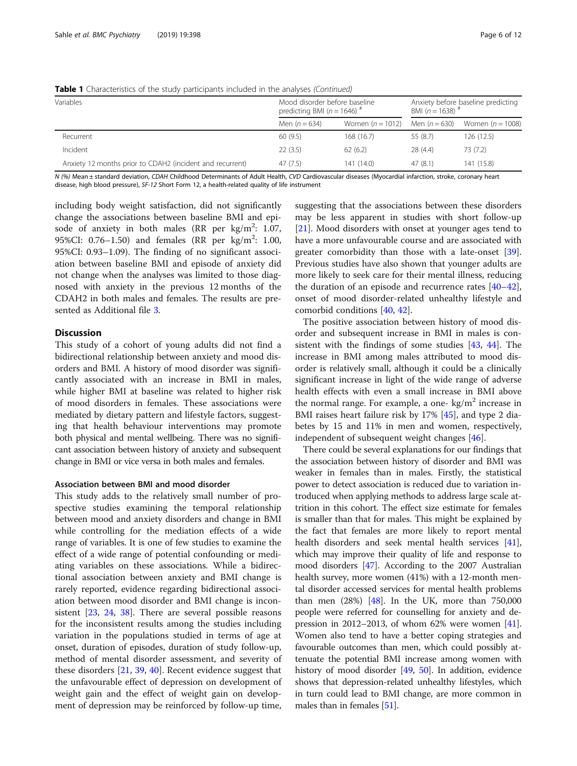**Table 1** Characteristics of the study participants included in the analyses *(Continued)*

| Variables | Mood disorder before baseline predicting BMI ($n$ = 1646) [#] | | Anxiety before baseline predicting BMI ($n$ = 1638) [#] | |
|---|---|---|---|---|
| | Men ($n$ = 634) | Women ($n$ = 1012) | Men ($n$ = 630) | Women ($n$ = 1008) |
| Recurrent | 60 (9.5) | 168 (16.7) | 55 (8.7) | 126 (12.5) |
| Incident | 22 (3.5) | 62 (6.2) | 28 (4.4) | 73 (7.2) |
| Anxiety 12 months prior to CDAH2 (incident and recurrent) | 47 (7.5) | 141 (14.0) | 47 (8.1) | 141 (15.8) |

*N (%)* Mean ± standard deviation, *CDAH* Childhood Determinants of Adult Health, *CVD* Cardiovascular diseases (Myocardial infarction, stroke, coronary heart disease, high blood pressure), *SF-12* Short Form 12, a health-related quality of life instrument

including body weight satisfaction, did not significantly change the associations between baseline BMI and episode of anxiety in both males (RR per $kg/m^2$: 1.07, 95%CI: 0.76–1.50) and females (RR per $kg/m^2$: 1.00, 95%CI: 0.93–1.09). The finding of no significant association between baseline BMI and episode of anxiety did not change when the analyses was limited to those diagnosed with anxiety in the previous 12 months of the CDAH2 in both males and females. The results are presented as Additional file 3.

## Discussion

This study of a cohort of young adults did not find a bidirectional relationship between anxiety and mood disorders and BMI. A history of mood disorder was significantly associated with an increase in BMI in males, while higher BMI at baseline was related to higher risk of mood disorders in females. These associations were mediated by dietary pattern and lifestyle factors, suggesting that health behaviour interventions may promote both physical and mental wellbeing. There was no significant association between history of anxiety and subsequent change in BMI or vice versa in both males and females.

### Association between BMI and mood disorder

This study adds to the relatively small number of prospective studies examining the temporal relationship between mood and anxiety disorders and change in BMI while controlling for the mediation effects of a wide range of variables. It is one of few studies to examine the effect of a wide range of potential confounding or mediating variables on these associations. While a bidirectional association between anxiety and BMI change is rarely reported, evidence regarding bidirectional association between mood disorder and BMI change is inconsistent [23, 24, 38]. There are several possible reasons for the inconsistent results among the studies including variation in the populations studied in terms of age at onset, duration of episodes, duration of study follow-up, method of mental disorder assessment, and severity of these disorders [21, 39, 40]. Recent evidence suggest that the unfavourable effect of depression on development of weight gain and the effect of weight gain on development of depression may be reinforced by follow-up time, suggesting that the associations between these disorders may be less apparent in studies with short follow-up [21]. Mood disorders with onset at younger ages tend to have a more unfavourable course and are associated with greater comorbidity than those with a late-onset [39]. Previous studies have also shown that younger adults are more likely to seek care for their mental illness, reducing the duration of an episode and recurrence rates [40–42], onset of mood disorder-related unhealthy lifestyle and comorbid conditions [40, 42].

The positive association between history of mood disorder and subsequent increase in BMI is consistent with the findings of some studies [43, 44]. The increase in BMI among males attributed to mood disorder is relatively small, although it could be a clinically significant increase in light of the wide range of adverse health effects with even a small increase in BMI above the normal range. For example, a one- $kg/m^2$ increase in BMI raises heart failure risk by 17% [45], and type 2 diabetes by 15 and 11% in men and women, respectively, independent of subsequent weight changes [46].

There could be several explanations for our findings that the association between history of disorder and BMI was weaker in females than in males. Firstly, the statistical power to detect association is reduced due to variation introduced when applying methods to address large scale attrition in this cohort. The effect size estimate for females is smaller than that for males. This might be explained by the fact that females are more likely to report mental health disorders and seek mental health services [41], which may improve their quality of life and response to mood disorders [47]. According to the 2007 Australian health survey, more women (41%) with a 12-month mental disorder accessed services for mental health problems than men (28%) [48]. In the UK, more than 750,000 people were referred for counselling for anxiety and depression in 2012–2013, of whom 62% were women [41]. Women also tend to have a better coping strategies and favourable outcomes than men, which could possibly attenuate the potential BMI increase among women with history of mood disorder [49, 50]. In addition, evidence shows that depression-related unhealthy lifestyles, which in turn could lead to BMI change, are more common in males than in females [51].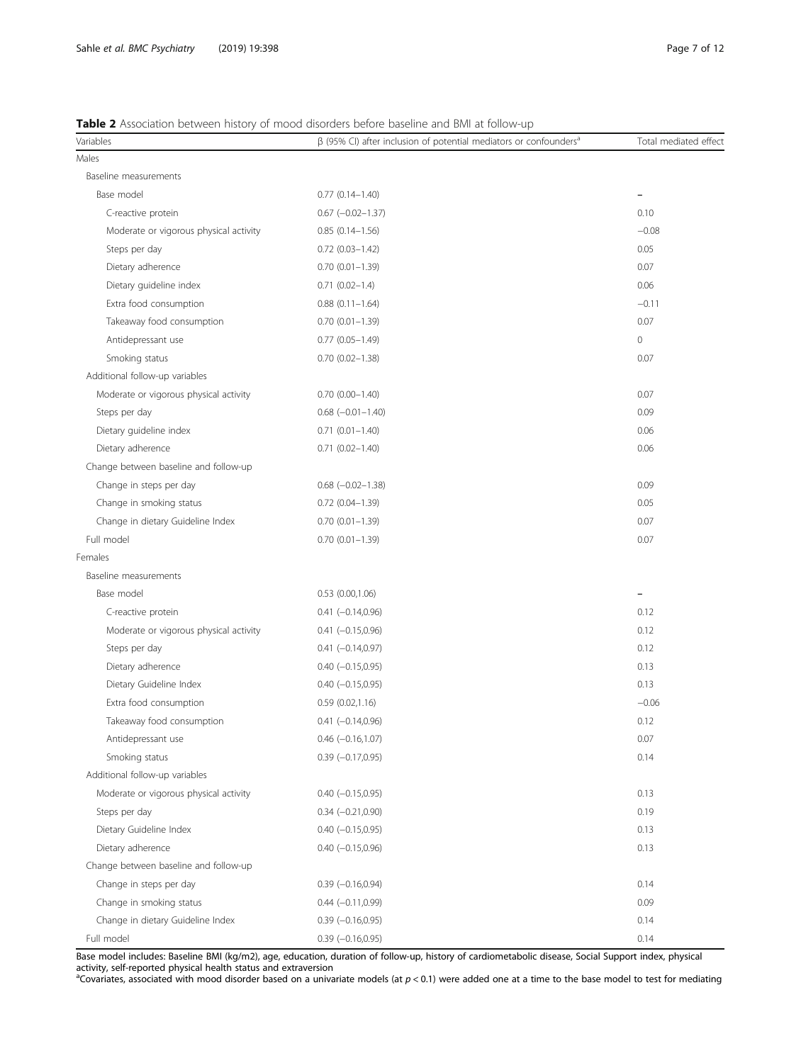**Table 2** Association between history of mood disorders before baseline and BMI at follow-up

| Variables | β (95% CI) after inclusion of potential mediators or confounders[a] | Total mediated effect |
|---|---|---|
| Males | | |
| Baseline measurements | | |
| Base model | 0.77 (0.14–1.40) | – |
| C-reactive protein | 0.67 (−0.02–1.37) | 0.10 |
| Moderate or vigorous physical activity | 0.85 (0.14–1.56) | −0.08 |
| Steps per day | 0.72 (0.03–1.42) | 0.05 |
| Dietary adherence | 0.70 (0.01–1.39) | 0.07 |
| Dietary guideline index | 0.71 (0.02–1.4) | 0.06 |
| Extra food consumption | 0.88 (0.11–1.64) | −0.11 |
| Takeaway food consumption | 0.70 (0.01–1.39) | 0.07 |
| Antidepressant use | 0.77 (0.05–1.49) | 0 |
| Smoking status | 0.70 (0.02–1.38) | 0.07 |
| Additional follow-up variables | | |
| Moderate or vigorous physical activity | 0.70 (0.00–1.40) | 0.07 |
| Steps per day | 0.68 (−0.01–1.40) | 0.09 |
| Dietary guideline index | 0.71 (0.01–1.40) | 0.06 |
| Dietary adherence | 0.71 (0.02–1.40) | 0.06 |
| Change between baseline and follow-up | | |
| Change in steps per day | 0.68 (−0.02–1.38) | 0.09 |
| Change in smoking status | 0.72 (0.04–1.39) | 0.05 |
| Change in dietary Guideline Index | 0.70 (0.01–1.39) | 0.07 |
| Full model | 0.70 (0.01–1.39) | 0.07 |
| Females | | |
| Baseline measurements | | |
| Base model | 0.53 (0.00,1.06) | – |
| C-reactive protein | 0.41 (−0.14,0.96) | 0.12 |
| Moderate or vigorous physical activity | 0.41 (−0.15,0.96) | 0.12 |
| Steps per day | 0.41 (−0.14,0.97) | 0.12 |
| Dietary adherence | 0.40 (−0.15,0.95) | 0.13 |
| Dietary Guideline Index | 0.40 (−0.15,0.95) | 0.13 |
| Extra food consumption | 0.59 (0.02,1.16) | −0.06 |
| Takeaway food consumption | 0.41 (−0.14,0.96) | 0.12 |
| Antidepressant use | 0.46 (−0.16,1.07) | 0.07 |
| Smoking status | 0.39 (−0.17,0.95) | 0.14 |
| Additional follow-up variables | | |
| Moderate or vigorous physical activity | 0.40 (−0.15,0.95) | 0.13 |
| Steps per day | 0.34 (−0.21,0.90) | 0.19 |
| Dietary Guideline Index | 0.40 (−0.15,0.95) | 0.13 |
| Dietary adherence | 0.40 (−0.15,0.96) | 0.13 |
| Change between baseline and follow-up | | |
| Change in steps per day | 0.39 (−0.16,0.94) | 0.14 |
| Change in smoking status | 0.44 (−0.11,0.99) | 0.09 |
| Change in dietary Guideline Index | 0.39 (−0.16,0.95) | 0.14 |
| Full model | 0.39 (−0.16,0.95) | 0.14 |

Base model includes: Baseline BMI (kg/m2), age, education, duration of follow-up, history of cardiometabolic disease, Social Support index, physical activity, self-reported physical health status and extraversion

[a]Covariates, associated with mood disorder based on a univariate models (at $p < 0.1$) were added one at a time to the base model to test for mediating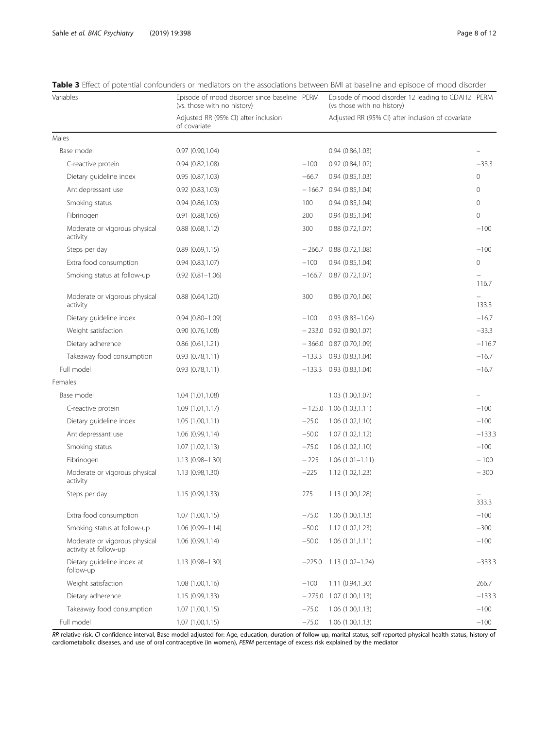**Table 3** Effect of potential confounders or mediators on the associations between BMI at baseline and episode of mood disorder

| Variables | Episode of mood disorder since baseline (vs. those with no history) | PERM | Episode of mood disorder 12 leading to CDAH2 (vs those with no history) | PERM |
|---|---|---|---|---|
| | Adjusted RR (95% CI) after inclusion of covariate | | Adjusted RR (95% CI) after inclusion of covariate | |
| Males | | | | |
| Base model | 0.97 (0.90,1.04) | | 0.94 (0.86,1.03) | – |
| C-reactive protein | 0.94 (0.82,1.08) | −100 | 0.92 (0.84,1.02) | −33.3 |
| Dietary guideline index | 0.95 (0.87,1.03) | −66.7 | 0.94 (0.85,1.03) | 0 |
| Antidepressant use | 0.92 (0.83,1.03) | − 166.7 | 0.94 (0.85,1.04) | 0 |
| Smoking status | 0.94 (0.86,1.03) | 100 | 0.94 (0.85,1.04) | 0 |
| Fibrinogen | 0.91 (0.88,1.06) | 200 | 0.94 (0.85,1.04) | 0 |
| Moderate or vigorous physical activity | 0.88 (0.68,1.12) | 300 | 0.88 (0.72,1.07) | −100 |
| Steps per day | 0.89 (0.69,1.15) | − 266.7 | 0.88 (0.72,1.08) | −100 |
| Extra food consumption | 0.94 (0.83,1.07) | −100 | 0.94 (0.85,1.04) | 0 |
| Smoking status at follow-up | 0.92 (0.81–1.06) | −166.7 | 0.87 (0.72,1.07) | – 116.7 |
| Moderate or vigorous physical activity | 0.88 (0.64,1.20) | 300 | 0.86 (0.70,1.06) | – 133.3 |
| Dietary guideline index | 0.94 (0.80–1.09) | −100 | 0.93 (8.83–1.04) | −16.7 |
| Weight satisfaction | 0.90 (0.76,1.08) | − 233.0 | 0.92 (0.80,1.07) | −33.3 |
| Dietary adherence | 0.86 (0.61,1.21) | − 366.0 | 0.87 (0.70,1.09) | −116.7 |
| Takeaway food consumption | 0.93 (0.78,1.11) | −133.3 | 0.93 (0.83,1.04) | −16.7 |
| Full model | 0.93 (0.78,1.11) | −133.3 | 0.93 (0.83,1.04) | −16.7 |
| Females | | | | |
| Base model | 1.04 (1.01,1.08) | | 1.03 (1.00,1.07) | – |
| C-reactive protein | 1.09 (1.01,1.17) | − 125.0 | 1.06 (1.03,1.11) | −100 |
| Dietary guideline index | 1.05 (1.00,1.11) | −25.0 | 1.06 (1.02,1.10) | −100 |
| Antidepressant use | 1.06 (0.99,1.14) | −50.0 | 1.07 (1.02,1.12) | −133.3 |
| Smoking status | 1.07 (1.02,1.13) | −75.0 | 1.06 (1.02,1.10) | −100 |
| Fibrinogen | 1.13 (0.98–1.30) | − 225 | 1.06 (1.01–1.11) | − 100 |
| Moderate or vigorous physical activity | 1.13 (0.98,1.30) | −225 | 1.12 (1.02,1.23) | − 300 |
| Steps per day | 1.15 (0.99,1.33) | 275 | 1.13 (1.00,1.28) | – 333.3 |
| Extra food consumption | 1.07 (1.00,1.15) | −75.0 | 1.06 (1.00,1.13) | −100 |
| Smoking status at follow-up | 1.06 (0.99–1.14) | −50.0 | 1.12 (1.02,1.23) | −300 |
| Moderate or vigorous physical activity at follow-up | 1.06 (0.99,1.14) | −50.0 | 1.06 (1.01,1.11) | −100 |
| Dietary guideline index at follow-up | 1.13 (0.98–1.30) | −225.0 | 1.13 (1.02–1.24) | −333.3 |
| Weight satisfaction | 1.08 (1.00,1.16) | −100 | 1.11 (0.94,1.30) | 266.7 |
| Dietary adherence | 1.15 (0.99,1.33) | − 275.0 | 1.07 (1.00,1.13) | −133.3 |
| Takeaway food consumption | 1.07 (1.00,1.15) | −75.0 | 1.06 (1.00,1.13) | −100 |
| Full model | 1.07 (1.00,1.15) | −75.0 | 1.06 (1.00,1.13) | −100 |

*RR* relative risk, *CI* confidence interval, Base model adjusted for: Age, education, duration of follow-up, marital status, self-reported physical health status, history of cardiometabolic diseases, and use of oral contraceptive (in women), *PERM* percentage of excess risk explained by the mediator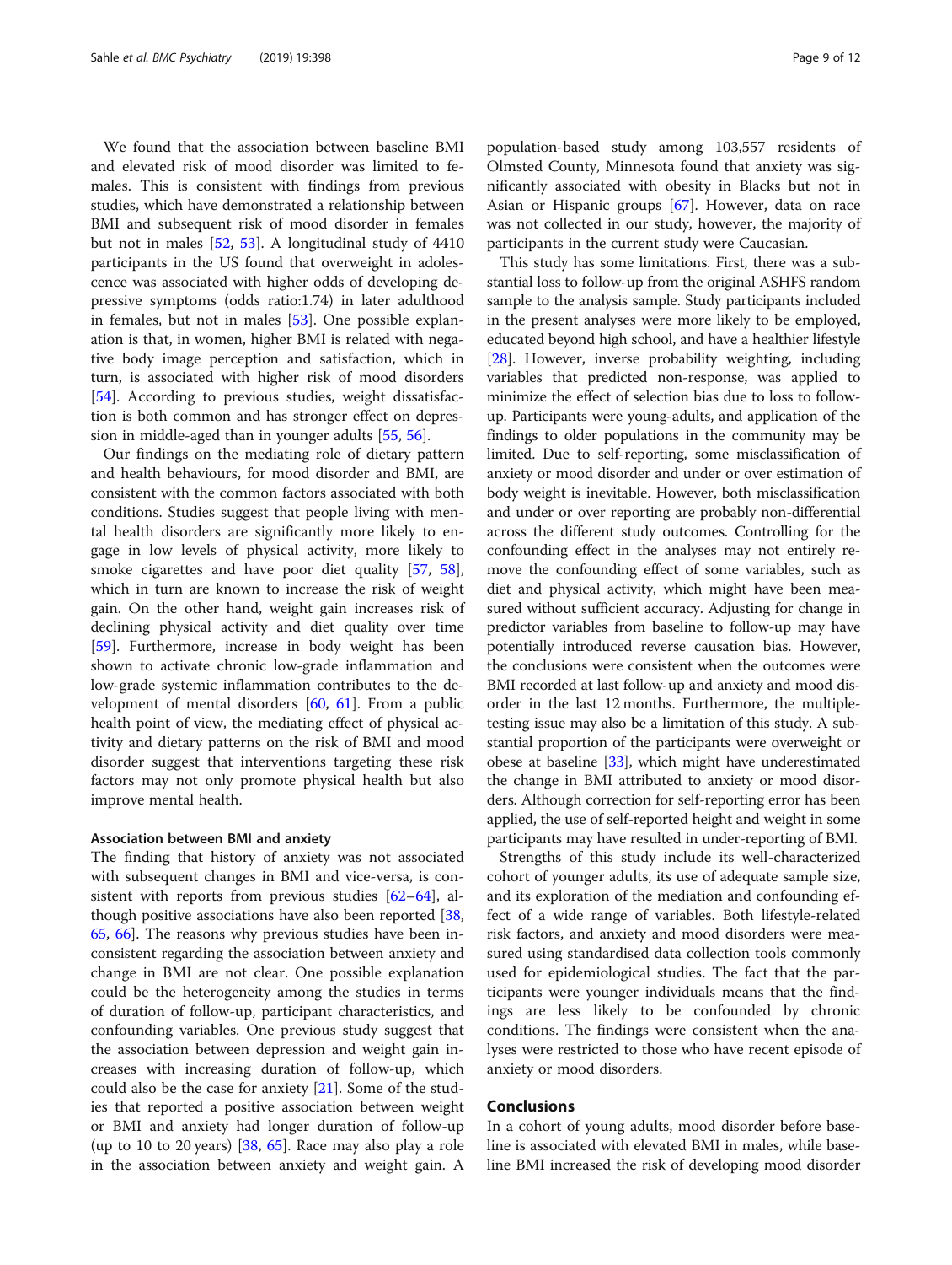We found that the association between baseline BMI and elevated risk of mood disorder was limited to females. This is consistent with findings from previous studies, which have demonstrated a relationship between BMI and subsequent risk of mood disorder in females but not in males [52, 53]. A longitudinal study of 4410 participants in the US found that overweight in adolescence was associated with higher odds of developing depressive symptoms (odds ratio:1.74) in later adulthood in females, but not in males [53]. One possible explanation is that, in women, higher BMI is related with negative body image perception and satisfaction, which in turn, is associated with higher risk of mood disorders [54]. According to previous studies, weight dissatisfaction is both common and has stronger effect on depression in middle-aged than in younger adults [55, 56].

Our findings on the mediating role of dietary pattern and health behaviours, for mood disorder and BMI, are consistent with the common factors associated with both conditions. Studies suggest that people living with mental health disorders are significantly more likely to engage in low levels of physical activity, more likely to smoke cigarettes and have poor diet quality [57, 58], which in turn are known to increase the risk of weight gain. On the other hand, weight gain increases risk of declining physical activity and diet quality over time [59]. Furthermore, increase in body weight has been shown to activate chronic low-grade inflammation and low-grade systemic inflammation contributes to the development of mental disorders [60, 61]. From a public health point of view, the mediating effect of physical activity and dietary patterns on the risk of BMI and mood disorder suggest that interventions targeting these risk factors may not only promote physical health but also improve mental health.

### Association between BMI and anxiety

The finding that history of anxiety was not associated with subsequent changes in BMI and vice-versa, is consistent with reports from previous studies [62–64], although positive associations have also been reported [38, 65, 66]. The reasons why previous studies have been inconsistent regarding the association between anxiety and change in BMI are not clear. One possible explanation could be the heterogeneity among the studies in terms of duration of follow-up, participant characteristics, and confounding variables. One previous study suggest that the association between depression and weight gain increases with increasing duration of follow-up, which could also be the case for anxiety [21]. Some of the studies that reported a positive association between weight or BMI and anxiety had longer duration of follow-up (up to 10 to 20 years) [38, 65]. Race may also play a role in the association between anxiety and weight gain. A population-based study among 103,557 residents of Olmsted County, Minnesota found that anxiety was significantly associated with obesity in Blacks but not in Asian or Hispanic groups [67]. However, data on race was not collected in our study, however, the majority of participants in the current study were Caucasian.

This study has some limitations. First, there was a substantial loss to follow-up from the original ASHFS random sample to the analysis sample. Study participants included in the present analyses were more likely to be employed, educated beyond high school, and have a healthier lifestyle [28]. However, inverse probability weighting, including variables that predicted non-response, was applied to minimize the effect of selection bias due to loss to follow-up. Participants were young-adults, and application of the findings to older populations in the community may be limited. Due to self-reporting, some misclassification of anxiety or mood disorder and under or over estimation of body weight is inevitable. However, both misclassification and under or over reporting are probably non-differential across the different study outcomes. Controlling for the confounding effect in the analyses may not entirely remove the confounding effect of some variables, such as diet and physical activity, which might have been measured without sufficient accuracy. Adjusting for change in predictor variables from baseline to follow-up may have potentially introduced reverse causation bias. However, the conclusions were consistent when the outcomes were BMI recorded at last follow-up and anxiety and mood disorder in the last 12 months. Furthermore, the multiple-testing issue may also be a limitation of this study. A substantial proportion of the participants were overweight or obese at baseline [33], which might have underestimated the change in BMI attributed to anxiety or mood disorders. Although correction for self-reporting error has been applied, the use of self-reported height and weight in some participants may have resulted in under-reporting of BMI.

Strengths of this study include its well-characterized cohort of younger adults, its use of adequate sample size, and its exploration of the mediation and confounding effect of a wide range of variables. Both lifestyle-related risk factors, and anxiety and mood disorders were measured using standardised data collection tools commonly used for epidemiological studies. The fact that the participants were younger individuals means that the findings are less likely to be confounded by chronic conditions. The findings were consistent when the analyses were restricted to those who have recent episode of anxiety or mood disorders.

## Conclusions

In a cohort of young adults, mood disorder before baseline is associated with elevated BMI in males, while baseline BMI increased the risk of developing mood disorder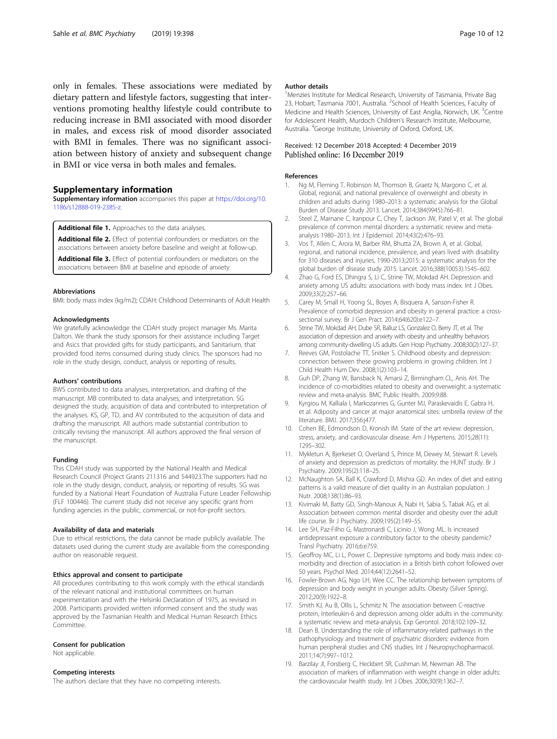only in females. These associations were mediated by dietary pattern and lifestyle factors, suggesting that interventions promoting healthy lifestyle could contribute to reducing increase in BMI associated with mood disorder in males, and excess risk of mood disorder associated with BMI in females. There was no significant association between history of anxiety and subsequent change in BMI or vice versa in both males and females.

## Supplementary information

**Supplementary information** accompanies this paper at https://doi.org/10.1186/s12888-019-2385-z.

**Additional file 1.** Approaches to the data analyses.

**Additional file 2.** Effect of potential confounders or mediators on the associations between anxiety before baseline and weight at follow-up.

**Additional file 3.** Effect of potential confounders or mediators on the associations between BMI at baseline and episode of anxiety.

#### Abbreviations

BMI: body mass index (kg/m2); CDAH: Childhood Determinants of Adult Health

#### Acknowledgments

We gratefully acknowledge the CDAH study project manager Ms. Marita Dalton. We thank the study sponsors for their assistance including Target and Asics that provided gifts for study participants, and Sanitarium, that provided food items consumed during study clinics. The sponsors had no role in the study design, conduct, analysis or reporting of results.

#### Authors' contributions

BWS contributed to data analyses, interpretation, and drafting of the manuscript. MB contributed to data analyses, and interpretation. SG designed the study, acquisition of data and contributed to interpretation of the analyses. KS, GP, TD, and AV contributed to the acquisition of data and drafting the manuscript. All authors made substantial contribution to critically revising the manuscript. All authors approved the final version of the manuscript.

#### Funding

This CDAH study was supported by the National Health and Medical Research Council (Project Grants 211316 and 544923.The supporters had no role in the study design, conduct, analysis, or reporting of results. SG was funded by a National Heart Foundation of Australia Future Leader Fellowship (FLF 100446). The current study did not receive any specific grant from funding agencies in the public, commercial, or not-for-profit sectors.

#### Availability of data and materials

Due to ethical restrictions, the data cannot be made publicly available. The datasets used during the current study are available from the corresponding author on reasonable request.

#### Ethics approval and consent to participate

All procedures contributing to this work comply with the ethical standards of the relevant national and institutional committees on human experimentation and with the Helsinki Declaration of 1975, as revised in 2008. Participants provided written informed consent and the study was approved by the Tasmanian Health and Medical Human Research Ethics Committee.

#### Consent for publication

Not applicable.

#### Competing interests

The authors declare that they have no competing interests.

#### Author details

[1]Menzies Institute for Medical Research, University of Tasmania, Private Bag 23, Hobart, Tasmania 7001, Australia. [2]School of Health Sciences, Faculty of Medicine and Health Sciences, University of East Anglia, Norwich, UK. [3]Centre for Adolescent Health, Murdoch Children's Research Institute, Melbourne, Australia. [4]George Institute, University of Oxford, Oxford, UK.

Received: 12 December 2018 Accepted: 4 December 2019
Published online: 16 December 2019

#### References

1. Ng M, Fleming T, Robinson M, Thomson B, Graetz N, Margono C, et al. Global, regional, and national prevalence of overweight and obesity in children and adults during 1980–2013: a systematic analysis for the Global Burden of Disease Study 2013. Lancet. 2014;384(9945):766–81.
2. Steel Z, Marnane C, Iranpour C, Chey T, Jackson JW, Patel V, et al. The global prevalence of common mental disorders: a systematic review and meta-analysis 1980–2013. Int J Epidemiol. 2014;43(2):476–93.
3. Vos T, Allen C, Arora M, Barber RM, Bhutta ZA, Brown A, et al. Global, regional, and national incidence, prevalence, and years lived with disability for 310 diseases and injuries, 1990-2013;2015: a systematic analysis for the global burden of disease study 2015. Lancet. 2016;388(10053):1545–602.
4. Zhao G, Ford ES, Dhingra S, Li C, Strine TW, Mokdad AH. Depression and anxiety among US adults: associations with body mass index. Int J Obes. 2009;33(2):257–66.
5. Carey M, Small H, Yoong SL, Boyes A, Bisquera A, Sanson-Fisher R. Prevalence of comorbid depression and obesity in general practice: a cross-sectional survey. Br J Gen Pract. 2014;64(620):e122–7.
6. Strine TW, Mokdad AH, Dube SR, Balluz LS, Gonzalez O, Berry JT, et al. The association of depression and anxiety with obesity and unhealthy behaviors among community-dwelling US adults. Gen Hosp Psychiatry. 2008;30(2):127–37.
7. Reeves GM, Postolache TT, Snitker S. Childhood obesity and depression: connection between these growing problems in growing children. Int J Child Health Hum Dev. 2008;1(2):103–14.
8. Guh DP, Zhang W, Bansback N, Amarsi Z, Birmingham CL, Anis AH. The incidence of co-morbidities related to obesity and overweight: a systematic review and meta-analysis. BMC Public Health. 2009;9:88.
9. Kyrgiou M, Kalliala I, Markozannes G, Gunter MJ, Paraskevaidis E, Gabra H, et al. Adiposity and cancer at major anatomical sites: umbrella review of the literature. BMJ. 2017;356:j477.
10. Cohen BE, Edmondson D, Kronish IM. State of the art review: depression, stress, anxiety, and cardiovascular disease. Am J Hypertens. 2015;28(11):1295–302.
11. Mykletun A, Bjerkeset O, Overland S, Prince M, Dewey M, Stewart R. Levels of anxiety and depression as predictors of mortality: the HUNT study. Br J Psychiatry. 2009;195(2):118–25.
12. McNaughton SA, Ball K, Crawford D, Mishra GD. An index of diet and eating patterns is a valid measure of diet quality in an Australian population. J Nutr. 2008;138(1):86–93.
13. Kivimaki M, Batty GD, Singh-Manoux A, Nabi H, Sabia S, Tabak AG, et al. Association between common mental disorder and obesity over the adult life course. Br J Psychiatry. 2009;195(2):149–55.
14. Lee SH, Paz-Filho G, Mastronardi C, Licinio J, Wong ML. Is increased antidepressant exposure a contributory factor to the obesity pandemic? Transl Psychiatry. 2016;6:e759.
15. Geoffroy MC, Li L, Power C. Depressive symptoms and body mass index: co-morbidity and direction of association in a British birth cohort followed over 50 years. Psychol Med. 2014;44(12):2641–52.
16. Fowler-Brown AG, Ngo LH, Wee CC. The relationship between symptoms of depression and body weight in younger adults. Obesity (Silver Spring). 2012;20(9):1922–8.
17. Smith KJ, Au B, Ollis L, Schmitz N. The association between C-reactive protein, Interleukin-6 and depression among older adults in the community: a systematic review and meta-analysis. Exp Gerontol. 2018;102:109–32.
18. Dean B. Understanding the role of inflammatory-related pathways in the pathophysiology and treatment of psychiatric disorders: evidence from human peripheral studies and CNS studies. Int J Neuropsychopharmacol. 2011;14(7):997–1012.
19. Barzilay JI, Forsberg C, Heckbert SR, Cushman M, Newman AB. The association of markers of inflammation with weight change in older adults: the cardiovascular health study. Int J Obes. 2006;30(9):1362–7.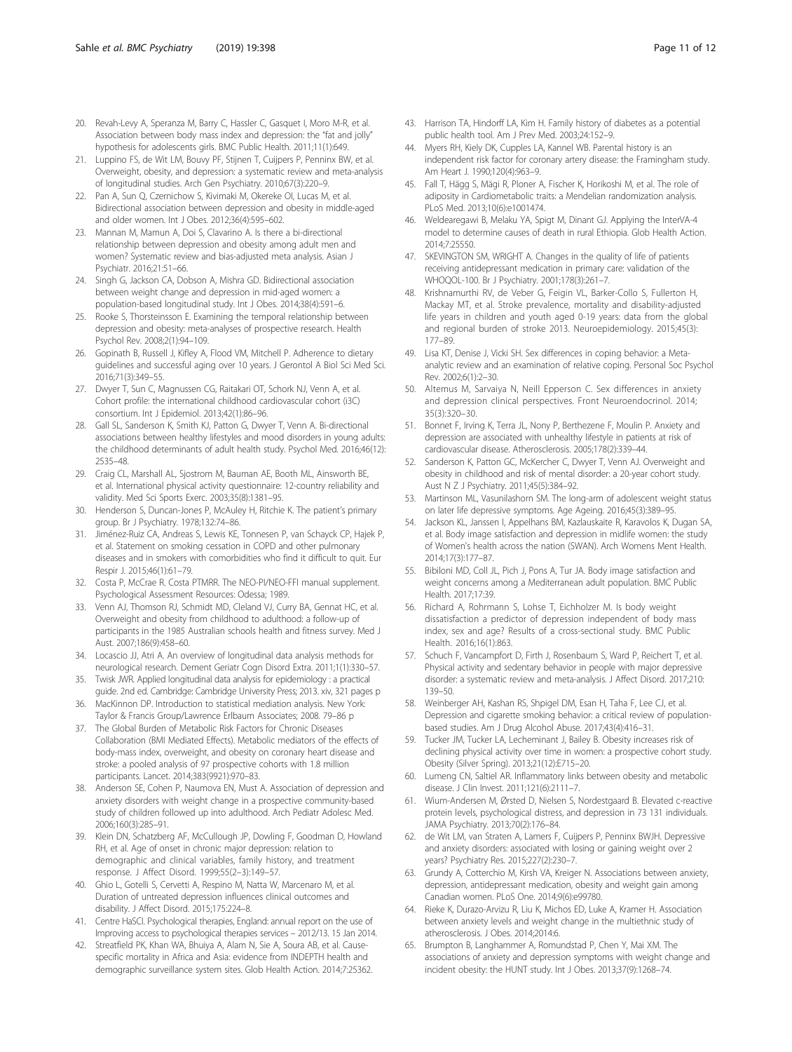20. Revah-Levy A, Speranza M, Barry C, Hassler C, Gasquet I, Moro M-R, et al. Association between body mass index and depression: the "fat and jolly" hypothesis for adolescents girls. BMC Public Health. 2011;11(1):649.
21. Luppino FS, de Wit LM, Bouvy PF, Stijnen T, Cuijpers P, Penninx BW, et al. Overweight, obesity, and depression: a systematic review and meta-analysis of longitudinal studies. Arch Gen Psychiatry. 2010;67(3):220–9.
22. Pan A, Sun Q, Czernichow S, Kivimaki M, Okereke OI, Lucas M, et al. Bidirectional association between depression and obesity in middle-aged and older women. Int J Obes. 2012;36(4):595–602.
23. Mannan M, Mamun A, Doi S, Clavarino A. Is there a bi-directional relationship between depression and obesity among adult men and women? Systematic review and bias-adjusted meta analysis. Asian J Psychiatr. 2016;21:51–66.
24. Singh G, Jackson CA, Dobson A, Mishra GD. Bidirectional association between weight change and depression in mid-aged women: a population-based longitudinal study. Int J Obes. 2014;38(4):591–6.
25. Rooke S, Thorsteinsson E. Examining the temporal relationship between depression and obesity: meta-analyses of prospective research. Health Psychol Rev. 2008;2(1):94–109.
26. Gopinath B, Russell J, Kifley A, Flood VM, Mitchell P. Adherence to dietary guidelines and successful aging over 10 years. J Gerontol A Biol Sci Med Sci. 2016;71(3):349–55.
27. Dwyer T, Sun C, Magnussen CG, Raitakari OT, Schork NJ, Venn A, et al. Cohort profile: the international childhood cardiovascular cohort (i3C) consortium. Int J Epidemiol. 2013;42(1):86–96.
28. Gall SL, Sanderson K, Smith KJ, Patton G, Dwyer T, Venn A. Bi-directional associations between healthy lifestyles and mood disorders in young adults: the childhood determinants of adult health study. Psychol Med. 2016;46(12): 2535–48.
29. Craig CL, Marshall AL, Sjostrom M, Bauman AE, Booth ML, Ainsworth BE, et al. International physical activity questionnaire: 12-country reliability and validity. Med Sci Sports Exerc. 2003;35(8):1381–95.
30. Henderson S, Duncan-Jones P, McAuley H, Ritchie K. The patient's primary group. Br J Psychiatry. 1978;132:74–86.
31. Jiménez-Ruiz CA, Andreas S, Lewis KE, Tonnesen P, van Schayck CP, Hajek P, et al. Statement on smoking cessation in COPD and other pulmonary diseases and in smokers with comorbidities who find it difficult to quit. Eur Respir J. 2015;46(1):61–79.
32. Costa P, McCrae R. Costa PTMRR. The NEO-PI/NEO-FFI manual supplement. Psychological Assessment Resources: Odessa; 1989.
33. Venn AJ, Thomson RJ, Schmidt MD, Cleland VJ, Curry BA, Gennat HC, et al. Overweight and obesity from childhood to adulthood: a follow-up of participants in the 1985 Australian schools health and fitness survey. Med J Aust. 2007;186(9):458–60.
34. Locascio JJ, Atri A. An overview of longitudinal data analysis methods for neurological research. Dement Geriatr Cogn Disord Extra. 2011;1(1):330–57.
35. Twisk JWR. Applied longitudinal data analysis for epidemiology : a practical guide. 2nd ed. Cambridge: Cambridge University Press; 2013. xiv, 321 pages p
36. MacKinnon DP. Introduction to statistical mediation analysis. New York: Taylor & Francis Group/Lawrence Erlbaum Associates; 2008. 79–86 p
37. The Global Burden of Metabolic Risk Factors for Chronic Diseases Collaboration (BMI Mediated Effects). Metabolic mediators of the effects of body-mass index, overweight, and obesity on coronary heart disease and stroke: a pooled analysis of 97 prospective cohorts with 1.8 million participants. Lancet. 2014;383(9921):970–83.
38. Anderson SE, Cohen P, Naumova EN, Must A. Association of depression and anxiety disorders with weight change in a prospective community-based study of children followed up into adulthood. Arch Pediatr Adolesc Med. 2006;160(3):285–91.
39. Klein DN, Schatzberg AF, McCullough JP, Dowling F, Goodman D, Howland RH, et al. Age of onset in chronic major depression: relation to demographic and clinical variables, family history, and treatment response. J Affect Disord. 1999;55(2–3):149–57.
40. Ghio L, Gotelli S, Cervetti A, Respino M, Natta W, Marcenaro M, et al. Duration of untreated depression influences clinical outcomes and disability. J Affect Disord. 2015;175:224–8.
41. Centre HaSCI. Psychological therapies, England: annual report on the use of Improving access to psychological therapies services – 2012/13. 15 Jan 2014.
42. Streatfield PK, Khan WA, Bhuiya A, Alam N, Sie A, Soura AB, et al. Cause-specific mortality in Africa and Asia: evidence from INDEPTH health and demographic surveillance system sites. Glob Health Action. 2014;7:25362.
43. Harrison TA, Hindorff LA, Kim H. Family history of diabetes as a potential public health tool. Am J Prev Med. 2003;24:152–9.
44. Myers RH, Kiely DK, Cupples LA, Kannel WB. Parental history is an independent risk factor for coronary artery disease: the Framingham study. Am Heart J. 1990;120(4):963–9.
45. Fall T, Hägg S, Mägi R, Ploner A, Fischer K, Horikoshi M, et al. The role of adiposity in Cardiometabolic traits: a Mendelian randomization analysis. PLoS Med. 2013;10(6):e1001474.
46. Weldearegawi B, Melaku YA, Spigt M, Dinant GJ. Applying the InterVA-4 model to determine causes of death in rural Ethiopia. Glob Health Action. 2014;7:25550.
47. SKEVINGTON SM, WRIGHT A. Changes in the quality of life of patients receiving antidepressant medication in primary care: validation of the WHOQOL-100. Br J Psychiatry. 2001;178(3):261–7.
48. Krishnamurthi RV, de Veber G, Feigin VL, Barker-Collo S, Fullerton H, Mackay MT, et al. Stroke prevalence, mortality and disability-adjusted life years in children and youth aged 0-19 years: data from the global and regional burden of stroke 2013. Neuroepidemiology. 2015;45(3): 177–89.
49. Lisa KT, Denise J, Vicki SH. Sex differences in coping behavior: a Meta-analytic review and an examination of relative coping. Personal Soc Psychol Rev. 2002;6(1):2–30.
50. Altemus M, Sarvaiya N, Neill Epperson C. Sex differences in anxiety and depression clinical perspectives. Front Neuroendocrinol. 2014; 35(3):320–30.
51. Bonnet F, Irving K, Terra JL, Nony P, Berthezene F, Moulin P. Anxiety and depression are associated with unhealthy lifestyle in patients at risk of cardiovascular disease. Atherosclerosis. 2005;178(2):339–44.
52. Sanderson K, Patton GC, McKercher C, Dwyer T, Venn AJ. Overweight and obesity in childhood and risk of mental disorder: a 20-year cohort study. Aust N Z J Psychiatry. 2011;45(5):384–92.
53. Martinson ML, Vasunilashorn SM. The long-arm of adolescent weight status on later life depressive symptoms. Age Ageing. 2016;45(3):389–95.
54. Jackson KL, Janssen I, Appelhans BM, Kazlauskaite R, Karavolos K, Dugan SA, et al. Body image satisfaction and depression in midlife women: the study of Women's health across the nation (SWAN). Arch Womens Ment Health. 2014;17(3):177–87.
55. Bibiloni MD, Coll JL, Pich J, Pons A, Tur JA. Body image satisfaction and weight concerns among a Mediterranean adult population. BMC Public Health. 2017;17:39.
56. Richard A, Rohrmann S, Lohse T, Eichholzer M. Is body weight dissatisfaction a predictor of depression independent of body mass index, sex and age? Results of a cross-sectional study. BMC Public Health. 2016;16(1):863.
57. Schuch F, Vancampfort D, Firth J, Rosenbaum S, Ward P, Reichert T, et al. Physical activity and sedentary behavior in people with major depressive disorder: a systematic review and meta-analysis. J Affect Disord. 2017;210: 139–50.
58. Weinberger AH, Kashan RS, Shpigel DM, Esan H, Taha F, Lee CJ, et al. Depression and cigarette smoking behavior: a critical review of population-based studies. Am J Drug Alcohol Abuse. 2017;43(4):416–31.
59. Tucker JM, Tucker LA, Lecheminant J, Bailey B. Obesity increases risk of declining physical activity over time in women: a prospective cohort study. Obesity (Silver Spring). 2013;21(12):E715–20.
60. Lumeng CN, Saltiel AR. Inflammatory links between obesity and metabolic disease. J Clin Invest. 2011;121(6):2111–7.
61. Wium-Andersen M, Ørsted D, Nielsen S, Nordestgaard B. Elevated c-reactive protein levels, psychological distress, and depression in 73 131 individuals. JAMA Psychiatry. 2013;70(2):176–84.
62. de Wit LM, van Straten A, Lamers F, Cuijpers P, Penninx BWJH. Depressive and anxiety disorders: associated with losing or gaining weight over 2 years? Psychiatry Res. 2015;227(2):230–7.
63. Grundy A, Cotterchio M, Kirsh VA, Kreiger N. Associations between anxiety, depression, antidepressant medication, obesity and weight gain among Canadian women. PLoS One. 2014;9(6):e99780.
64. Rieke K, Durazo-Arvizu R, Liu K, Michos ED, Luke A, Kramer H. Association between anxiety levels and weight change in the multiethnic study of atherosclerosis. J Obes. 2014;2014:6.
65. Brumpton B, Langhammer A, Romundstad P, Chen Y, Mai XM. The associations of anxiety and depression symptoms with weight change and incident obesity: the HUNT study. Int J Obes. 2013;37(9):1268–74.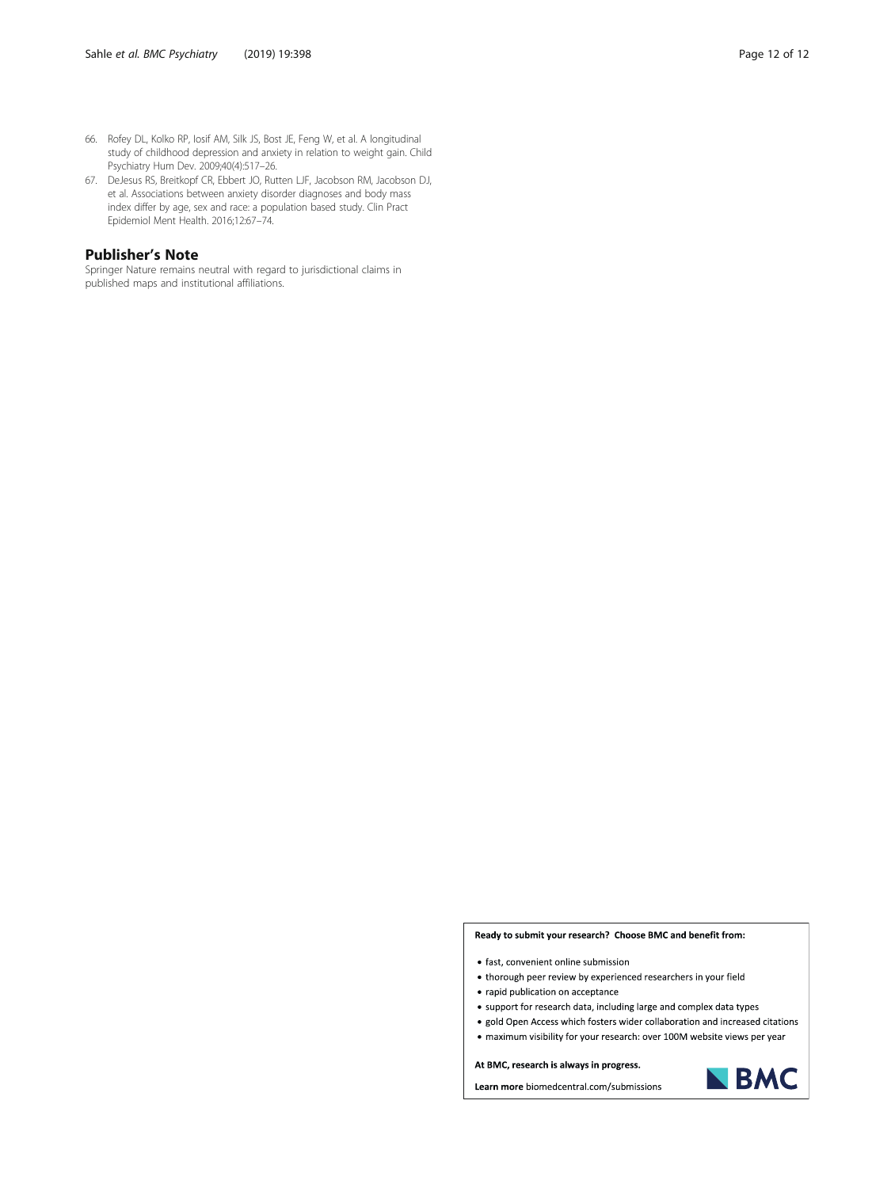66. Rofey DL, Kolko RP, Iosif AM, Silk JS, Bost JE, Feng W, et al. A longitudinal study of childhood depression and anxiety in relation to weight gain. Child Psychiatry Hum Dev. 2009;40(4):517–26.
67. DeJesus RS, Breitkopf CR, Ebbert JO, Rutten LJF, Jacobson RM, Jacobson DJ, et al. Associations between anxiety disorder diagnoses and body mass index differ by age, sex and race: a population based study. Clin Pract Epidemiol Ment Health. 2016;12:67–74.

## Publisher's Note

Springer Nature remains neutral with regard to jurisdictional claims in published maps and institutional affiliations.

**Ready to submit your research? Choose BMC and benefit from:**

- fast, convenient online submission
- thorough peer review by experienced researchers in your field
- rapid publication on acceptance
- support for research data, including large and complex data types
- gold Open Access which fosters wider collaboration and increased citations
- maximum visibility for your research: over 100M website views per year

**At BMC, research is always in progress.**

**Learn more** biomedcentral.com/submissions

BMC